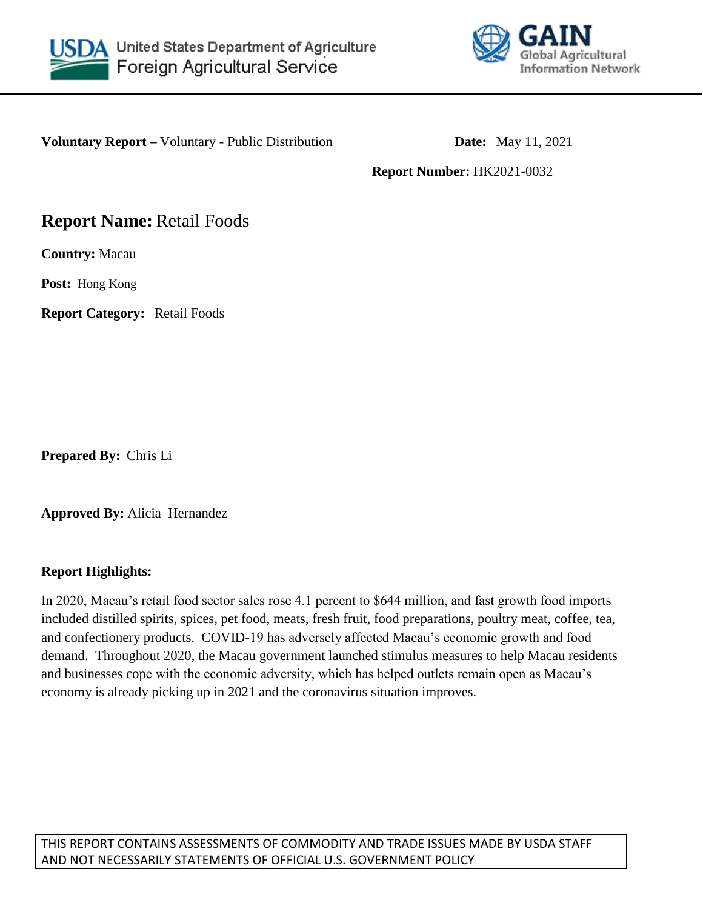United States Department of Agriculture
Foreign Agricultural Service

GAIN
Global Agricultural Information Network

**Voluntary Report –** Voluntary - Public Distribution

**Date:** May 11, 2021

**Report Number:** HK2021-0032

# **Report Name:** Retail Foods

**Country:** Macau

**Post:** Hong Kong

**Report Category:** Retail Foods

**Prepared By:** Chris Li

**Approved By:** Alicia Hernandez

**Report Highlights:**

In 2020, Macau's retail food sector sales rose 4.1 percent to $644 million, and fast growth food imports included distilled spirits, spices, pet food, meats, fresh fruit, food preparations, poultry meat, coffee, tea, and confectionery products. COVID-19 has adversely affected Macau's economic growth and food demand. Throughout 2020, the Macau government launched stimulus measures to help Macau residents and businesses cope with the economic adversity, which has helped outlets remain open as Macau's economy is already picking up in 2021 and the coronavirus situation improves.

THIS REPORT CONTAINS ASSESSMENTS OF COMMODITY AND TRADE ISSUES MADE BY USDA STAFF AND NOT NECESSARILY STATEMENTS OF OFFICIAL U.S. GOVERNMENT POLICY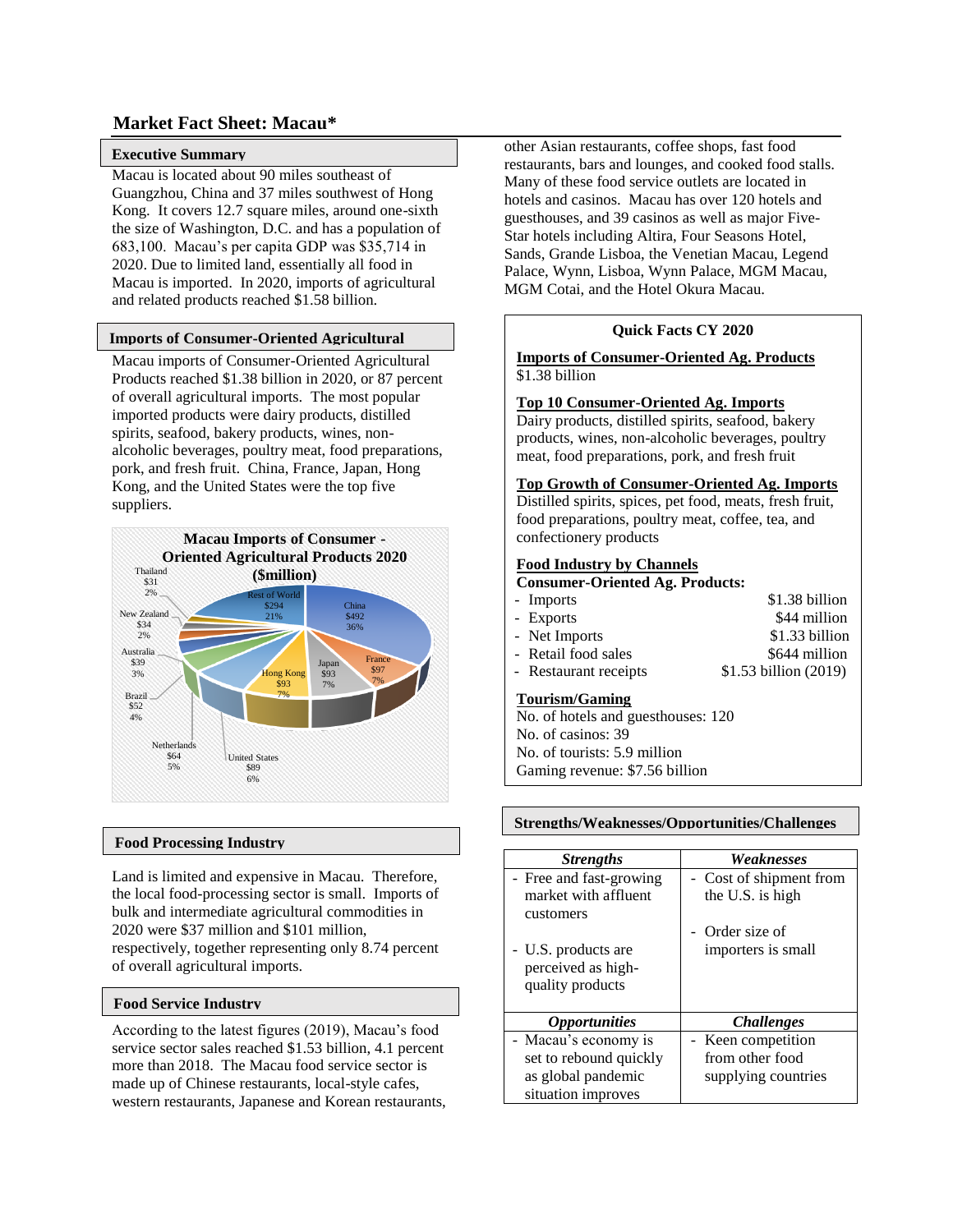## Market Fact Sheet: Macau*

### Executive Summary

Macau is located about 90 miles southeast of Guangzhou, China and 37 miles southwest of Hong Kong. It covers 12.7 square miles, around one-sixth the size of Washington, D.C. and has a population of 683,100. Macau's per capita GDP was $35,714 in 2020. Due to limited land, essentially all food in Macau is imported. In 2020, imports of agricultural and related products reached $1.58 billion.

### Imports of Consumer-Oriented Agricultural

Macau imports of Consumer-Oriented Agricultural Products reached $1.38 billion in 2020, or 87 percent of overall agricultural imports. The most popular imported products were dairy products, distilled spirits, seafood, bakery products, wines, non-alcoholic beverages, poultry meat, food preparations, pork, and fresh fruit. China, France, Japan, Hong Kong, and the United States were the top five suppliers.

**Macau Imports of Consumer - Oriented Agricultural Products 2020 ($million)**

| Country | $million | Share |
|---|---|---|
| China | $492 | 36% |
| France | $97 | 7% |
| Japan | $93 | 7% |
| Hong Kong | $93 | 7% |
| United States | $89 | 6% |
| Netherlands | $64 | 5% |
| Brazil | $52 | 4% |
| Australia | $39 | 3% |
| New Zealand | $34 | 2% |
| Thailand | $31 | 2% |
| Rest of World | $294 | 21% |

### Food Processing Industry

Land is limited and expensive in Macau. Therefore, the local food-processing sector is small. Imports of bulk and intermediate agricultural commodities in 2020 were $37 million and $101 million, respectively, together representing only 8.74 percent of overall agricultural imports.

### Food Service Industry

According to the latest figures (2019), Macau's food service sector sales reached $1.53 billion, 4.1 percent more than 2018. The Macau food service sector is made up of Chinese restaurants, local-style cafes, western restaurants, Japanese and Korean restaurants, other Asian restaurants, coffee shops, fast food restaurants, bars and lounges, and cooked food stalls. Many of these food service outlets are located in hotels and casinos. Macau has over 120 hotels and guesthouses, and 39 casinos as well as major Five-Star hotels including Altira, Four Seasons Hotel, Sands, Grande Lisboa, the Venetian Macau, Legend Palace, Wynn, Lisboa, Wynn Palace, MGM Macau, MGM Cotai, and the Hotel Okura Macau.

### Quick Facts CY 2020

**Imports of Consumer-Oriented Ag. Products**
$1.38 billion

**Top 10 Consumer-Oriented Ag. Imports**
Dairy products, distilled spirits, seafood, bakery products, wines, non-alcoholic beverages, poultry meat, food preparations, pork, and fresh fruit

**Top Growth of Consumer-Oriented Ag. Imports**
Distilled spirits, spices, pet food, meats, fresh fruit, food preparations, poultry meat, coffee, tea, and confectionery products

**Food Industry by Channels**

**Consumer-Oriented Ag. Products:**

- Imports — $1.38 billion
- Exports — $44 million
- Net Imports — $1.33 billion
- Retail food sales — $644 million
- Restaurant receipts — $1.53 billion (2019)

**Tourism/Gaming**
No. of hotels and guesthouses: 120
No. of casinos: 39
No. of tourists: 5.9 million
Gaming revenue: $7.56 billion

### Strengths/Weaknesses/Opportunities/Challenges

| *Strengths* | *Weaknesses* |
|---|---|
| - Free and fast-growing market with affluent customers<br>- U.S. products are perceived as high-quality products | - Cost of shipment from the U.S. is high<br>- Order size of importers is small |
| ***Opportunities*** | ***Challenges*** |
| - Macau's economy is set to rebound quickly as global pandemic situation improves | - Keen competition from other food supplying countries |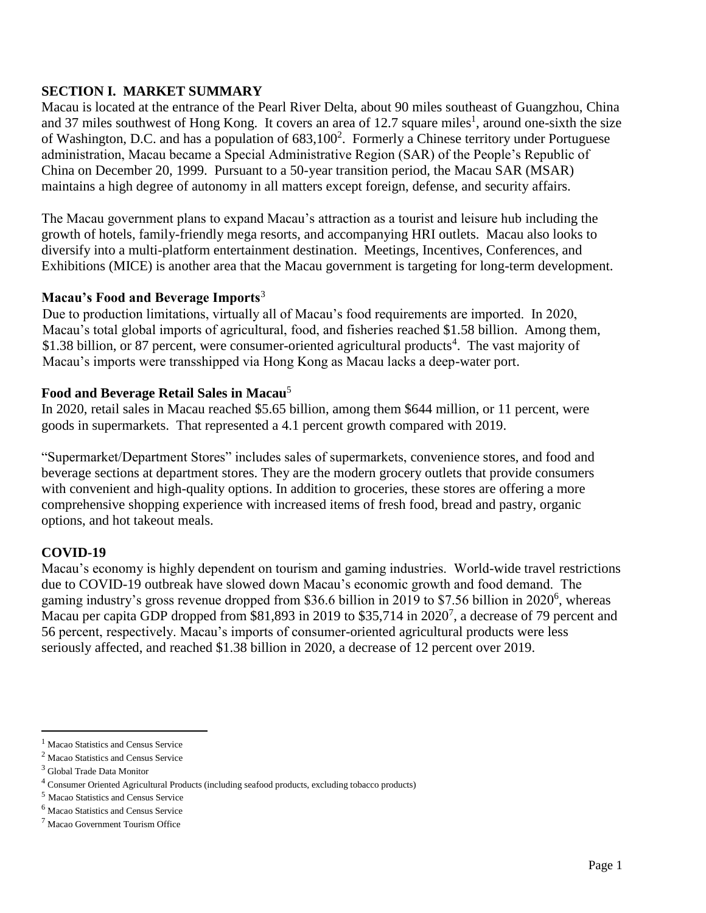## SECTION I. MARKET SUMMARY

Macau is located at the entrance of the Pearl River Delta, about 90 miles southeast of Guangzhou, China and 37 miles southwest of Hong Kong. It covers an area of 12.7 square miles[1], around one-sixth the size of Washington, D.C. and has a population of 683,100[2]. Formerly a Chinese territory under Portuguese administration, Macau became a Special Administrative Region (SAR) of the People's Republic of China on December 20, 1999. Pursuant to a 50-year transition period, the Macau SAR (MSAR) maintains a high degree of autonomy in all matters except foreign, defense, and security affairs.

The Macau government plans to expand Macau's attraction as a tourist and leisure hub including the growth of hotels, family-friendly mega resorts, and accompanying HRI outlets. Macau also looks to diversify into a multi-platform entertainment destination. Meetings, Incentives, Conferences, and Exhibitions (MICE) is another area that the Macau government is targeting for long-term development.

### Macau's Food and Beverage Imports[3]

Due to production limitations, virtually all of Macau's food requirements are imported. In 2020, Macau's total global imports of agricultural, food, and fisheries reached $1.58 billion. Among them, $1.38 billion, or 87 percent, were consumer-oriented agricultural products[4]. The vast majority of Macau's imports were transshipped via Hong Kong as Macau lacks a deep-water port.

### Food and Beverage Retail Sales in Macau[5]

In 2020, retail sales in Macau reached $5.65 billion, among them $644 million, or 11 percent, were goods in supermarkets. That represented a 4.1 percent growth compared with 2019.

"Supermarket/Department Stores" includes sales of supermarkets, convenience stores, and food and beverage sections at department stores. They are the modern grocery outlets that provide consumers with convenient and high-quality options. In addition to groceries, these stores are offering a more comprehensive shopping experience with increased items of fresh food, bread and pastry, organic options, and hot takeout meals.

### COVID-19

Macau's economy is highly dependent on tourism and gaming industries. World-wide travel restrictions due to COVID-19 outbreak have slowed down Macau's economic growth and food demand. The gaming industry's gross revenue dropped from $36.6 billion in 2019 to $7.56 billion in 2020[6], whereas Macau per capita GDP dropped from $81,893 in 2019 to $35,714 in 2020[7], a decrease of 79 percent and 56 percent, respectively. Macau's imports of consumer-oriented agricultural products were less seriously affected, and reached $1.38 billion in 2020, a decrease of 12 percent over 2019.

---

[1] Macao Statistics and Census Service

[2] Macao Statistics and Census Service

[3] Global Trade Data Monitor

[4] Consumer Oriented Agricultural Products (including seafood products, excluding tobacco products)

[5] Macao Statistics and Census Service

[6] Macao Statistics and Census Service

[7] Macao Government Tourism Office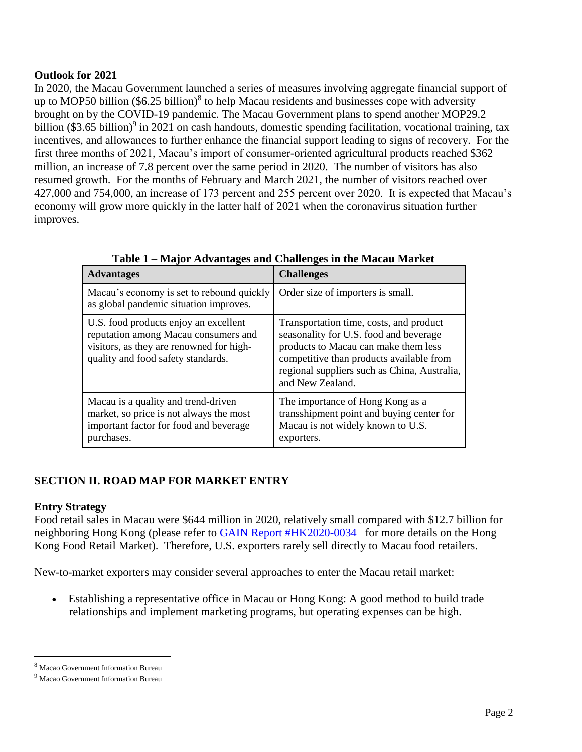### Outlook for 2021

In 2020, the Macau Government launched a series of measures involving aggregate financial support of up to MOP50 billion ($6.25 billion)[8] to help Macau residents and businesses cope with adversity brought on by the COVID-19 pandemic. The Macau Government plans to spend another MOP29.2 billion ($3.65 billion)[9] in 2021 on cash handouts, domestic spending facilitation, vocational training, tax incentives, and allowances to further enhance the financial support leading to signs of recovery. For the first three months of 2021, Macau's import of consumer-oriented agricultural products reached $362 million, an increase of 7.8 percent over the same period in 2020. The number of visitors has also resumed growth. For the months of February and March 2021, the number of visitors reached over 427,000 and 754,000, an increase of 173 percent and 255 percent over 2020. It is expected that Macau's economy will grow more quickly in the latter half of 2021 when the coronavirus situation further improves.

**Table 1 – Major Advantages and Challenges in the Macau Market**

| Advantages | Challenges |
|---|---|
| Macau's economy is set to rebound quickly as global pandemic situation improves. | Order size of importers is small. |
| U.S. food products enjoy an excellent reputation among Macau consumers and visitors, as they are renowned for high-quality and food safety standards. | Transportation time, costs, and product seasonality for U.S. food and beverage products to Macau can make them less competitive than products available from regional suppliers such as China, Australia, and New Zealand. |
| Macau is a quality and trend-driven market, so price is not always the most important factor for food and beverage purchases. | The importance of Hong Kong as a transshipment point and buying center for Macau is not widely known to U.S. exporters. |

## SECTION II. ROAD MAP FOR MARKET ENTRY

### Entry Strategy

Food retail sales in Macau were $644 million in 2020, relatively small compared with $12.7 billion for neighboring Hong Kong (please refer to GAIN Report #HK2020-0034 for more details on the Hong Kong Food Retail Market). Therefore, U.S. exporters rarely sell directly to Macau food retailers.

New-to-market exporters may consider several approaches to enter the Macau retail market:

- Establishing a representative office in Macau or Hong Kong: A good method to build trade relationships and implement marketing programs, but operating expenses can be high.

---

[8] Macao Government Information Bureau

[9] Macao Government Information Bureau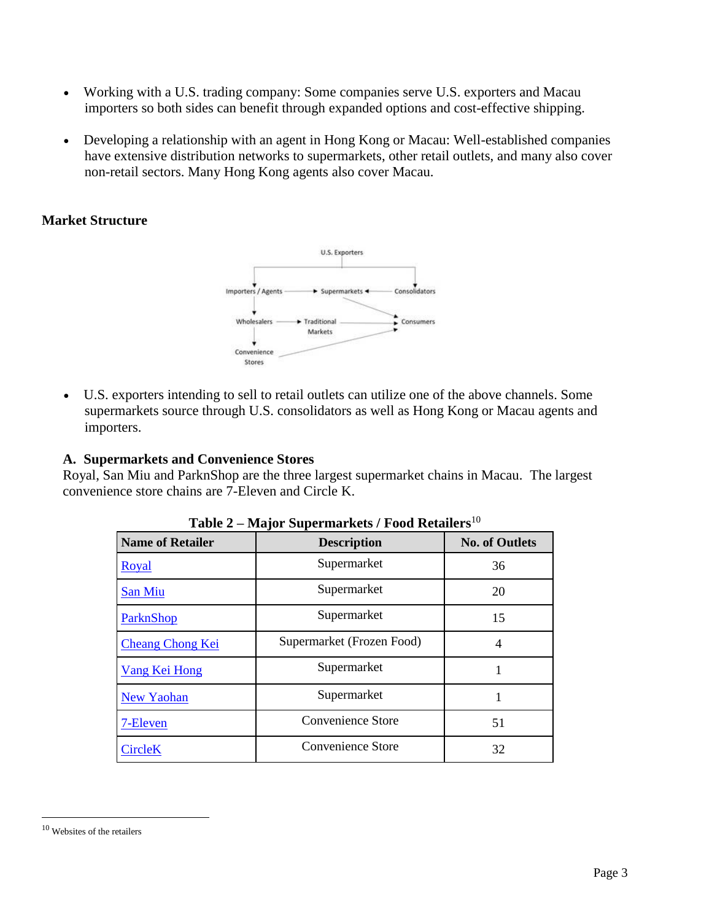- Working with a U.S. trading company: Some companies serve U.S. exporters and Macau importers so both sides can benefit through expanded options and cost-effective shipping.

- Developing a relationship with an agent in Hong Kong or Macau: Well-established companies have extensive distribution networks to supermarkets, other retail outlets, and many also cover non-retail sectors. Many Hong Kong agents also cover Macau.

## Market Structure

U.S. Exporters

Importers / Agents → Supermarkets ← Consolidators

Wholesalers → Traditional Markets → Consumers

Convenience Stores

- U.S. exporters intending to sell to retail outlets can utilize one of the above channels. Some supermarkets source through U.S. consolidators as well as Hong Kong or Macau agents and importers.

### A. Supermarkets and Convenience Stores

Royal, San Miu and ParknShop are the three largest supermarket chains in Macau. The largest convenience store chains are 7-Eleven and Circle K.

**Table 2 – Major Supermarkets / Food Retailers**[10]

| Name of Retailer | Description | No. of Outlets |
|---|---|---|
| Royal | Supermarket | 36 |
| San Miu | Supermarket | 20 |
| ParknShop | Supermarket | 15 |
| Cheang Chong Kei | Supermarket (Frozen Food) | 4 |
| Vang Kei Hong | Supermarket | 1 |
| New Yaohan | Supermarket | 1 |
| 7-Eleven | Convenience Store | 51 |
| CircleK | Convenience Store | 32 |

[10] Websites of the retailers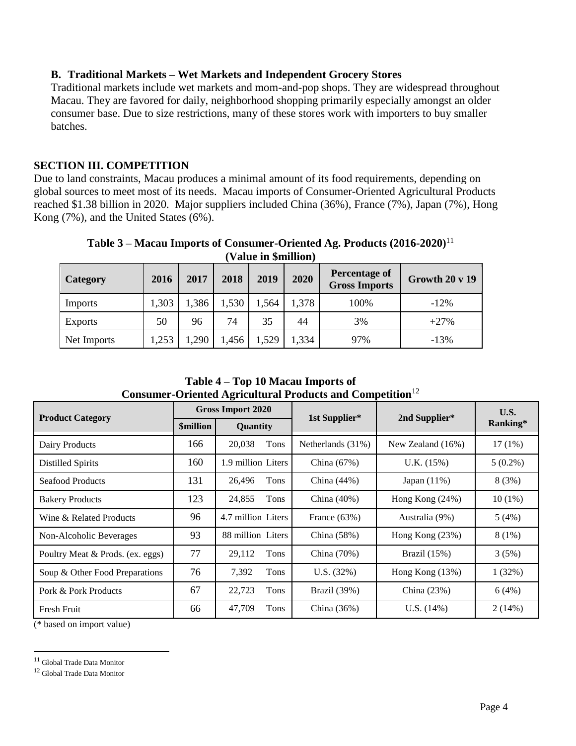### B. Traditional Markets – Wet Markets and Independent Grocery Stores

Traditional markets include wet markets and mom-and-pop shops. They are widespread throughout Macau. They are favored for daily, neighborhood shopping primarily especially amongst an older consumer base. Due to size restrictions, many of these stores work with importers to buy smaller batches.

## SECTION III. COMPETITION

Due to land constraints, Macau produces a minimal amount of its food requirements, depending on global sources to meet most of its needs. Macau imports of Consumer-Oriented Agricultural Products reached $1.38 billion in 2020. Major suppliers included China (36%), France (7%), Japan (7%), Hong Kong (7%), and the United States (6%).

**Table 3 – Macau Imports of Consumer-Oriented Ag. Products (2016-2020)[11]**
**(Value in $million)**

| Category | 2016 | 2017 | 2018 | 2019 | 2020 | Percentage of Gross Imports | Growth 20 v 19 |
|---|---|---|---|---|---|---|---|
| Imports | 1,303 | 1,386 | 1,530 | 1,564 | 1,378 | 100% | -12% |
| Exports | 50 | 96 | 74 | 35 | 44 | 3% | +27% |
| Net Imports | 1,253 | 1,290 | 1,456 | 1,529 | 1,334 | 97% | -13% |

**Table 4 – Top 10 Macau Imports of Consumer-Oriented Agricultural Products and Competition[12]**

| Product Category | Gross Import 2020 | | 1st Supplier* | 2nd Supplier* | U.S. Ranking* |
|---|---|---|---|---|---|
| | $million | Quantity | | | |
| Dairy Products | 166 | 20,038 Tons | Netherlands (31%) | New Zealand (16%) | 17 (1%) |
| Distilled Spirits | 160 | 1.9 million Liters | China (67%) | U.K. (15%) | 5 (0.2%) |
| Seafood Products | 131 | 26,496 Tons | China (44%) | Japan (11%) | 8 (3%) |
| Bakery Products | 123 | 24,855 Tons | China (40%) | Hong Kong (24%) | 10 (1%) |
| Wine & Related Products | 96 | 4.7 million Liters | France (63%) | Australia (9%) | 5 (4%) |
| Non-Alcoholic Beverages | 93 | 88 million Liters | China (58%) | Hong Kong (23%) | 8 (1%) |
| Poultry Meat & Prods. (ex. eggs) | 77 | 29,112 Tons | China (70%) | Brazil (15%) | 3 (5%) |
| Soup & Other Food Preparations | 76 | 7,392 Tons | U.S. (32%) | Hong Kong (13%) | 1 (32%) |
| Pork & Pork Products | 67 | 22,723 Tons | Brazil (39%) | China (23%) | 6 (4%) |
| Fresh Fruit | 66 | 47,709 Tons | China (36%) | U.S. (14%) | 2 (14%) |

(* based on import value)

[11] Global Trade Data Monitor

[12] Global Trade Data Monitor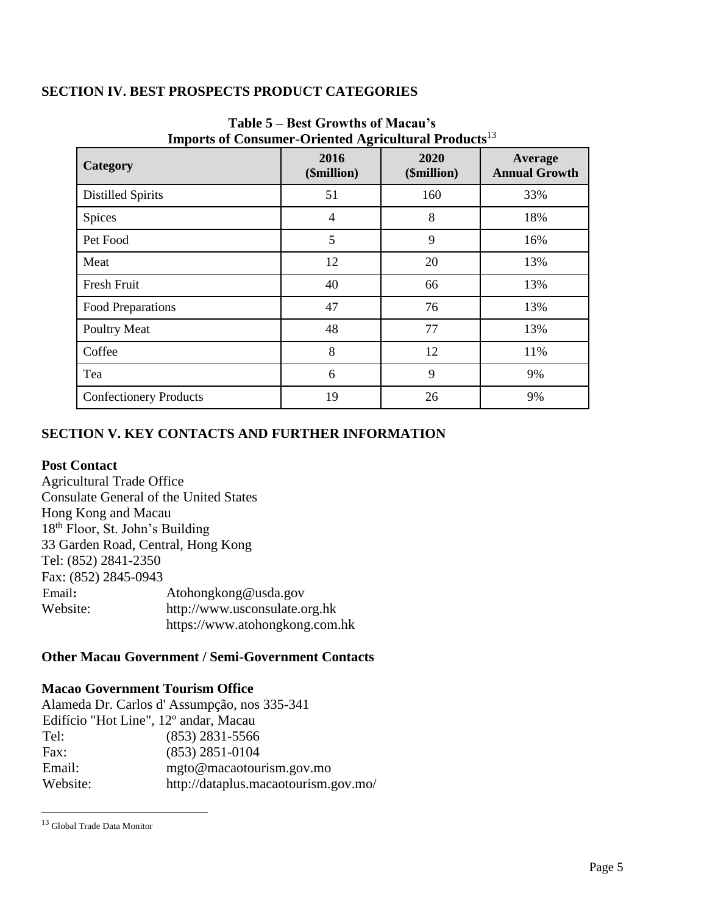## SECTION IV. BEST PROSPECTS PRODUCT CATEGORIES

**Table 5 – Best Growths of Macau's Imports of Consumer-Oriented Agricultural Products**[13]

| Category | 2016 ($million) | 2020 ($million) | Average Annual Growth |
|---|---|---|---|
| Distilled Spirits | 51 | 160 | 33% |
| Spices | 4 | 8 | 18% |
| Pet Food | 5 | 9 | 16% |
| Meat | 12 | 20 | 13% |
| Fresh Fruit | 40 | 66 | 13% |
| Food Preparations | 47 | 76 | 13% |
| Poultry Meat | 48 | 77 | 13% |
| Coffee | 8 | 12 | 11% |
| Tea | 6 | 9 | 9% |
| Confectionery Products | 19 | 26 | 9% |

## SECTION V. KEY CONTACTS AND FURTHER INFORMATION

**Post Contact**

Agricultural Trade Office
Consulate General of the United States
Hong Kong and Macau
18th Floor, St. John's Building
33 Garden Road, Central, Hong Kong
Tel: (852) 2841-2350
Fax: (852) 2845-0943
Email: Atohongkong@usda.gov
Website: http://www.usconsulate.org.hk
https://www.atohongkong.com.hk

### Other Macau Government / Semi-Government Contacts

**Macao Government Tourism Office**

Alameda Dr. Carlos d' Assumpção, nos 335-341
Edifício "Hot Line", 12º andar, Macau
Tel: (853) 2831-5566
Fax: (853) 2851-0104
Email: mgto@macaotourism.gov.mo
Website: http://dataplus.macaotourism.gov.mo/

[13] Global Trade Data Monitor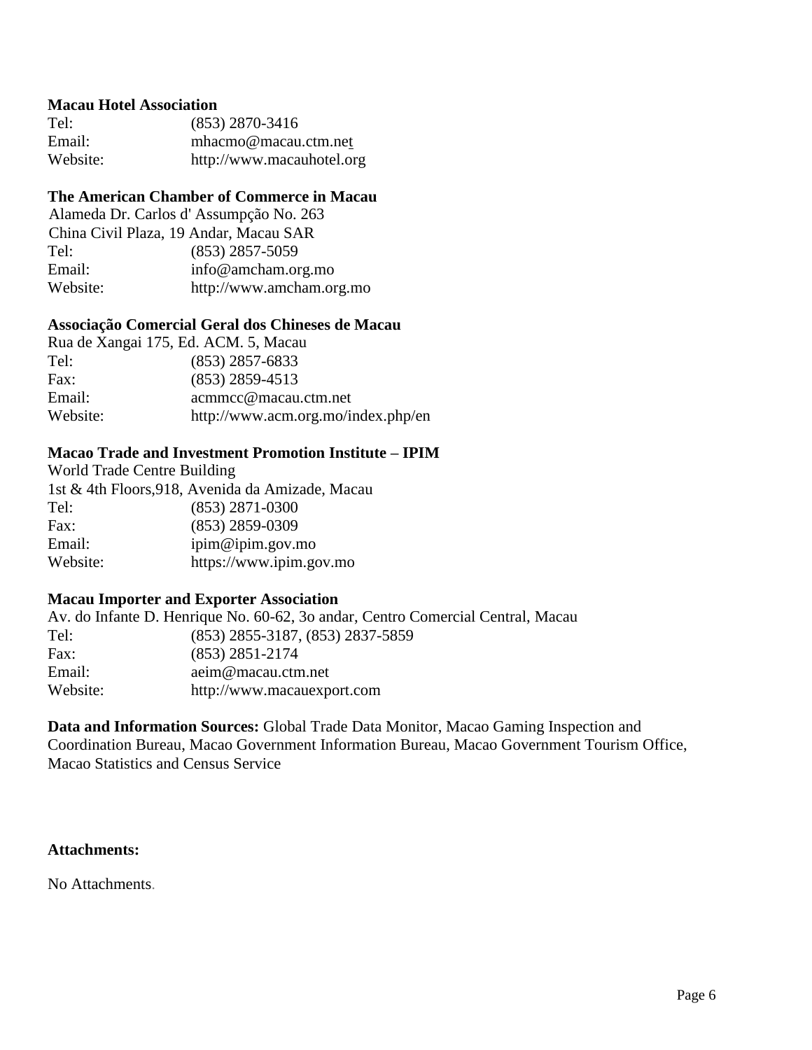**Macau Hotel Association**

| | |
|---|---|
| Tel: | (853) 2870-3416 |
| Email: | mhacmo@macau.ctm.net |
| Website: | http://www.macauhotel.org |

**The American Chamber of Commerce in Macau**

Alameda Dr. Carlos d' Assumpção No. 263
China Civil Plaza, 19 Andar, Macau SAR

| | |
|---|---|
| Tel: | (853) 2857-5059 |
| Email: | info@amcham.org.mo |
| Website: | http://www.amcham.org.mo |

**Associação Comercial Geral dos Chineses de Macau**

Rua de Xangai 175, Ed. ACM. 5, Macau

| | |
|---|---|
| Tel: | (853) 2857-6833 |
| Fax: | (853) 2859-4513 |
| Email: | acmmcc@macau.ctm.net |
| Website: | http://www.acm.org.mo/index.php/en |

**Macao Trade and Investment Promotion Institute – IPIM**

World Trade Centre Building
1st & 4th Floors,918, Avenida da Amizade, Macau

| | |
|---|---|
| Tel: | (853) 2871-0300 |
| Fax: | (853) 2859-0309 |
| Email: | ipim@ipim.gov.mo |
| Website: | https://www.ipim.gov.mo |

**Macau Importer and Exporter Association**

Av. do Infante D. Henrique No. 60-62, 3o andar, Centro Comercial Central, Macau

| | |
|---|---|
| Tel: | (853) 2855-3187, (853) 2837-5859 |
| Fax: | (853) 2851-2174 |
| Email: | aeim@macau.ctm.net |
| Website: | http://www.macauexport.com |

**Data and Information Sources:** Global Trade Data Monitor, Macao Gaming Inspection and Coordination Bureau, Macao Government Information Bureau, Macao Government Tourism Office, Macao Statistics and Census Service

**Attachments:**

No Attachments.